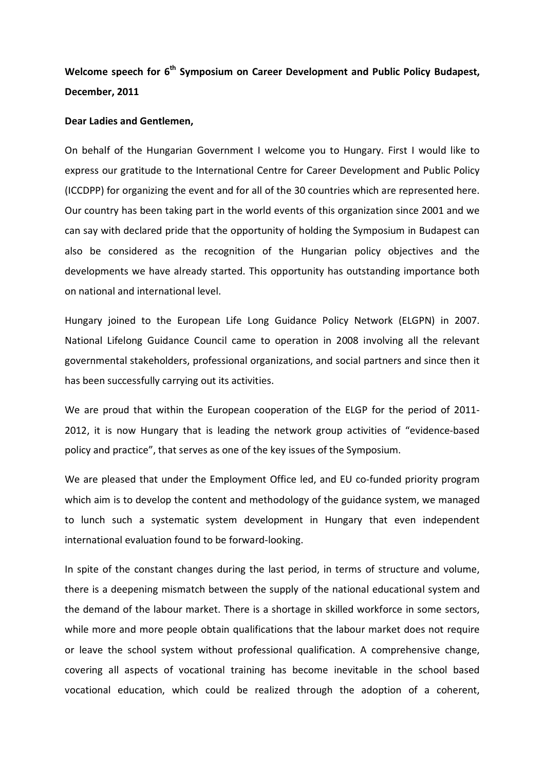**Welcome speech for 6th Symposium on Career Development and Public Policy Budapest, December, 2011**

**Dear Ladies and Gentlemen,**

On behalf of the Hungarian Government I welcome you to Hungary. First I would like to express our gratitude to the International Centre for Career Development and Public Policy (ICCDPP) for organizing the event and for all of the 30 countries which are represented here. Our country has been taking part in the world events of this organization since 2001 and we can say with declared pride that the opportunity of holding the Symposium in Budapest can also be considered as the recognition of the Hungarian policy objectives and the developments we have already started. This opportunity has outstanding importance both on national and international level.

Hungary joined to the European Life Long Guidance Policy Network (ELGPN) in 2007. National Lifelong Guidance Council came to operation in 2008 involving all the relevant governmental stakeholders, professional organizations, and social partners and since then it has been successfully carrying out its activities.

We are proud that within the European cooperation of the ELGP for the period of 2011-2012, it is now Hungary that is leading the network group activities of "evidence-based policy and practice", that serves as one of the key issues of the Symposium.

We are pleased that under the Employment Office led, and EU co-funded priority program which aim is to develop the content and methodology of the guidance system, we managed to lunch such a systematic system development in Hungary that even independent international evaluation found to be forward-looking.

In spite of the constant changes during the last period, in terms of structure and volume, there is a deepening mismatch between the supply of the national educational system and the demand of the labour market. There is a shortage in skilled workforce in some sectors, while more and more people obtain qualifications that the labour market does not require or leave the school system without professional qualification. A comprehensive change, covering all aspects of vocational training has become inevitable in the school based vocational education, which could be realized through the adoption of a coherent,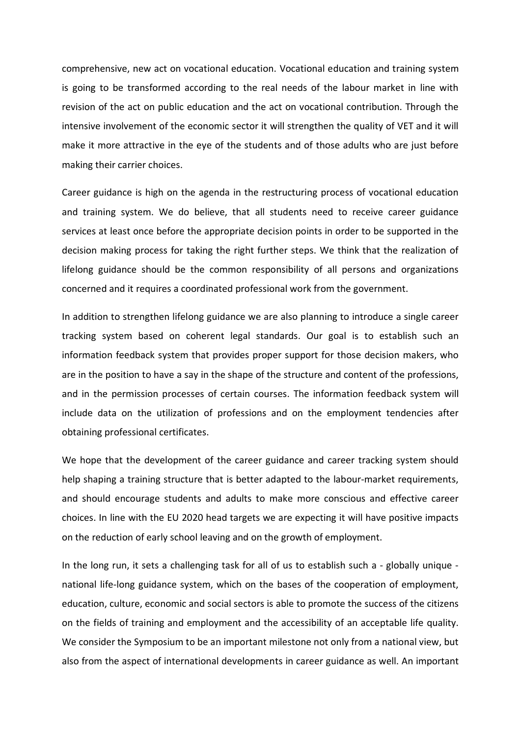comprehensive, new act on vocational education. Vocational education and training system is going to be transformed according to the real needs of the labour market in line with revision of the act on public education and the act on vocational contribution. Through the intensive involvement of the economic sector it will strengthen the quality of VET and it will make it more attractive in the eye of the students and of those adults who are just before making their carrier choices.

Career guidance is high on the agenda in the restructuring process of vocational education and training system. We do believe, that all students need to receive career guidance services at least once before the appropriate decision points in order to be supported in the decision making process for taking the right further steps. We think that the realization of lifelong guidance should be the common responsibility of all persons and organizations concerned and it requires a coordinated professional work from the government.

In addition to strengthen lifelong guidance we are also planning to introduce a single career tracking system based on coherent legal standards. Our goal is to establish such an information feedback system that provides proper support for those decision makers, who are in the position to have a say in the shape of the structure and content of the professions, and in the permission processes of certain courses. The information feedback system will include data on the utilization of professions and on the employment tendencies after obtaining professional certificates.

We hope that the development of the career guidance and career tracking system should help shaping a training structure that is better adapted to the labour-market requirements, and should encourage students and adults to make more conscious and effective career choices. In line with the EU 2020 head targets we are expecting it will have positive impacts on the reduction of early school leaving and on the growth of employment.

In the long run, it sets a challenging task for all of us to establish such a - globally unique - national life-long guidance system, which on the bases of the cooperation of employment, education, culture, economic and social sectors is able to promote the success of the citizens on the fields of training and employment and the accessibility of an acceptable life quality. We consider the Symposium to be an important milestone not only from a national view, but also from the aspect of international developments in career guidance as well. An important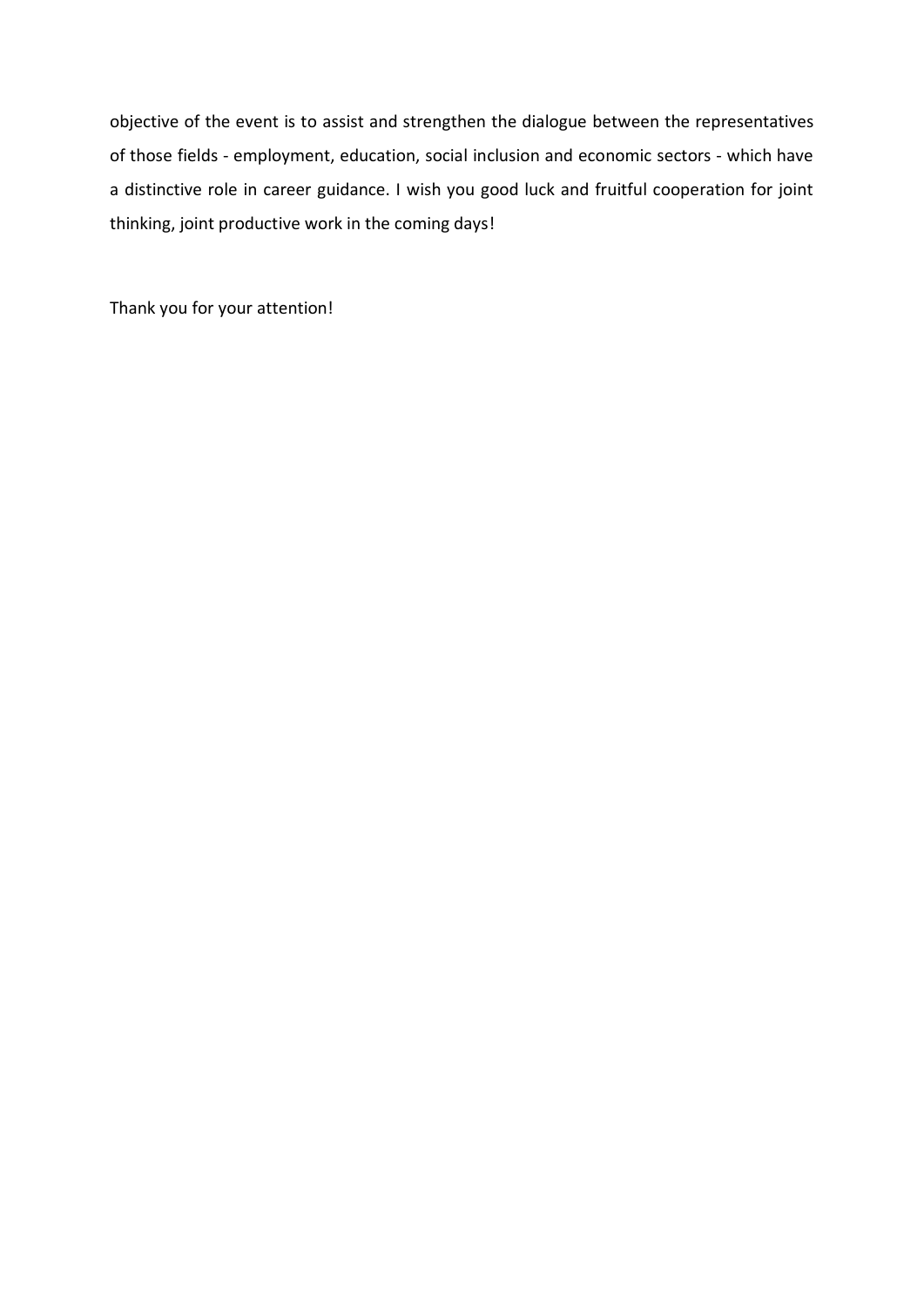objective of the event is to assist and strengthen the dialogue between the representatives of those fields - employment, education, social inclusion and economic sectors - which have a distinctive role in career guidance. I wish you good luck and fruitful cooperation for joint thinking, joint productive work in the coming days!

Thank you for your attention!